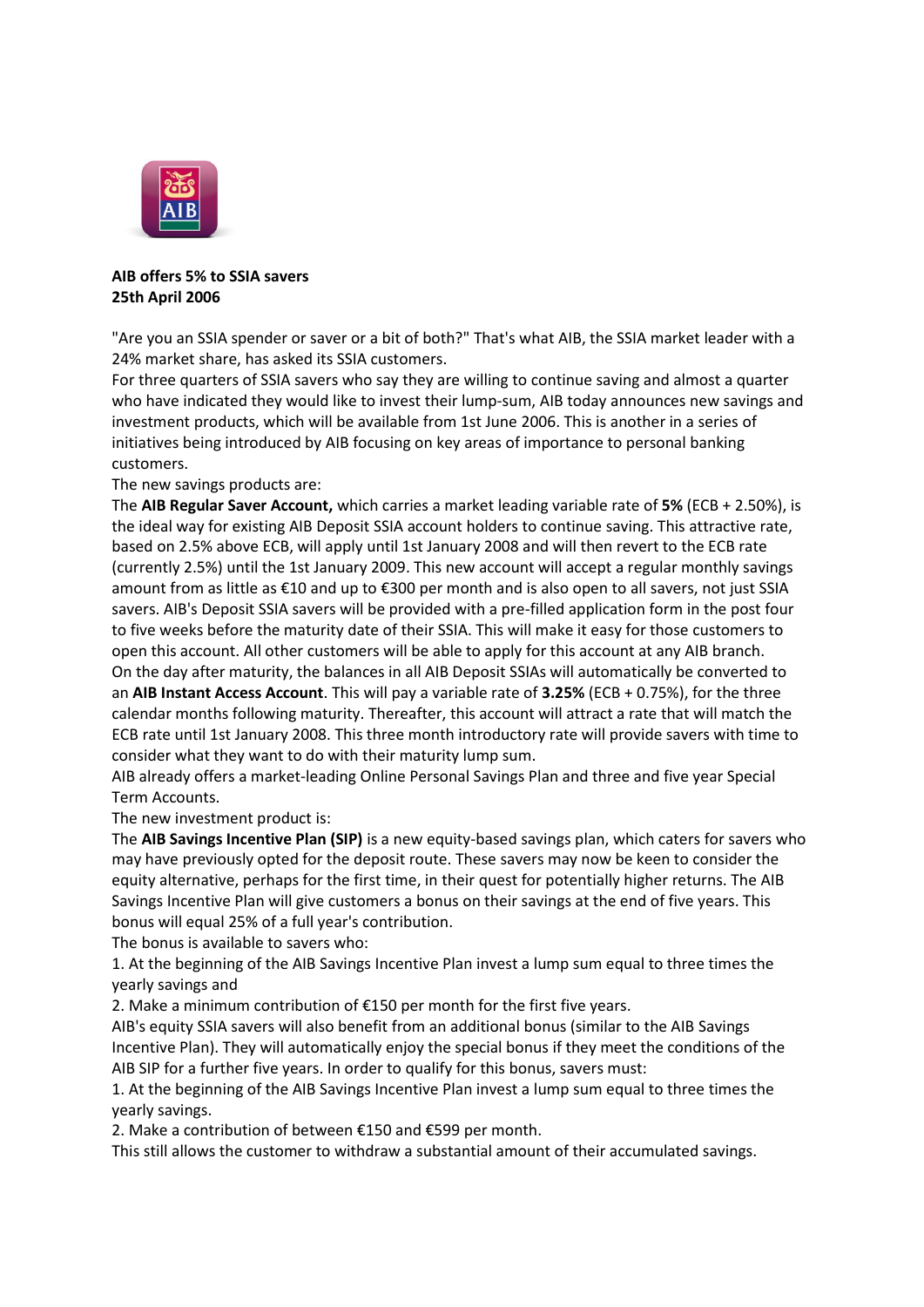**AIB offers 5% to SSIA savers**
**25th April 2006**

"Are you an SSIA spender or saver or a bit of both?" That's what AIB, the SSIA market leader with a 24% market share, has asked its SSIA customers.

For three quarters of SSIA savers who say they are willing to continue saving and almost a quarter who have indicated they would like to invest their lump-sum, AIB today announces new savings and investment products, which will be available from 1st June 2006. This is another in a series of initiatives being introduced by AIB focusing on key areas of importance to personal banking customers.

The new savings products are:

The **AIB Regular Saver Account,** which carries a market leading variable rate of **5%** (ECB + 2.50%), is the ideal way for existing AIB Deposit SSIA account holders to continue saving. This attractive rate, based on 2.5% above ECB, will apply until 1st January 2008 and will then revert to the ECB rate (currently 2.5%) until the 1st January 2009. This new account will accept a regular monthly savings amount from as little as €10 and up to €300 per month and is also open to all savers, not just SSIA savers. AIB's Deposit SSIA savers will be provided with a pre-filled application form in the post four to five weeks before the maturity date of their SSIA. This will make it easy for those customers to open this account. All other customers will be able to apply for this account at any AIB branch.

On the day after maturity, the balances in all AIB Deposit SSIAs will automatically be converted to an **AIB Instant Access Account**. This will pay a variable rate of **3.25%** (ECB + 0.75%), for the three calendar months following maturity. Thereafter, this account will attract a rate that will match the ECB rate until 1st January 2008. This three month introductory rate will provide savers with time to consider what they want to do with their maturity lump sum.

AIB already offers a market-leading Online Personal Savings Plan and three and five year Special Term Accounts.

The new investment product is:

The **AIB Savings Incentive Plan (SIP)** is a new equity-based savings plan, which caters for savers who may have previously opted for the deposit route. These savers may now be keen to consider the equity alternative, perhaps for the first time, in their quest for potentially higher returns. The AIB Savings Incentive Plan will give customers a bonus on their savings at the end of five years. This bonus will equal 25% of a full year's contribution.

The bonus is available to savers who:

1. At the beginning of the AIB Savings Incentive Plan invest a lump sum equal to three times the yearly savings and
2. Make a minimum contribution of €150 per month for the first five years.

AIB's equity SSIA savers will also benefit from an additional bonus (similar to the AIB Savings Incentive Plan). They will automatically enjoy the special bonus if they meet the conditions of the AIB SIP for a further five years. In order to qualify for this bonus, savers must:

1. At the beginning of the AIB Savings Incentive Plan invest a lump sum equal to three times the yearly savings.
2. Make a contribution of between €150 and €599 per month.

This still allows the customer to withdraw a substantial amount of their accumulated savings.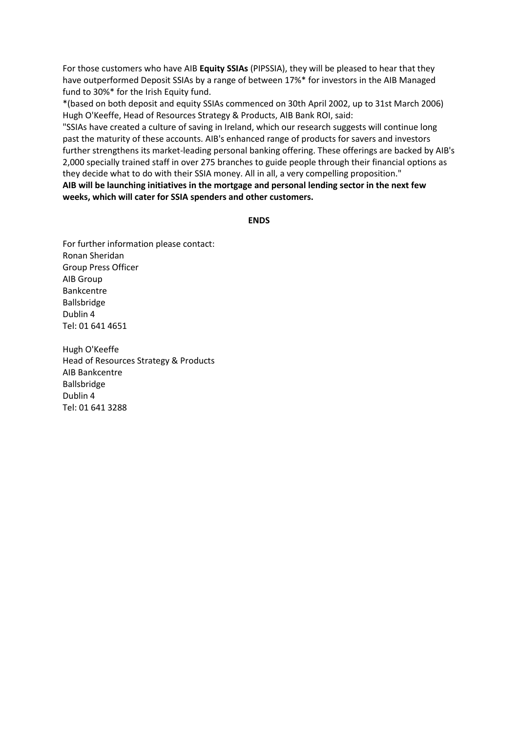For those customers who have AIB **Equity SSIAs** (PIPSSIA), they will be pleased to hear that they have outperformed Deposit SSIAs by a range of between 17%* for investors in the AIB Managed fund to 30%* for the Irish Equity fund.

*(based on both deposit and equity SSIAs commenced on 30th April 2002, up to 31st March 2006)

Hugh O'Keeffe, Head of Resources Strategy & Products, AIB Bank ROI, said:

"SSIAs have created a culture of saving in Ireland, which our research suggests will continue long past the maturity of these accounts. AIB's enhanced range of products for savers and investors further strengthens its market-leading personal banking offering. These offerings are backed by AIB's 2,000 specially trained staff in over 275 branches to guide people through their financial options as they decide what to do with their SSIA money. All in all, a very compelling proposition."

**AIB will be launching initiatives in the mortgage and personal lending sector in the next few weeks, which will cater for SSIA spenders and other customers.**

**ENDS**

For further information please contact:
Ronan Sheridan
Group Press Officer
AIB Group
Bankcentre
Ballsbridge
Dublin 4
Tel: 01 641 4651

Hugh O'Keeffe
Head of Resources Strategy & Products
AIB Bankcentre
Ballsbridge
Dublin 4
Tel: 01 641 3288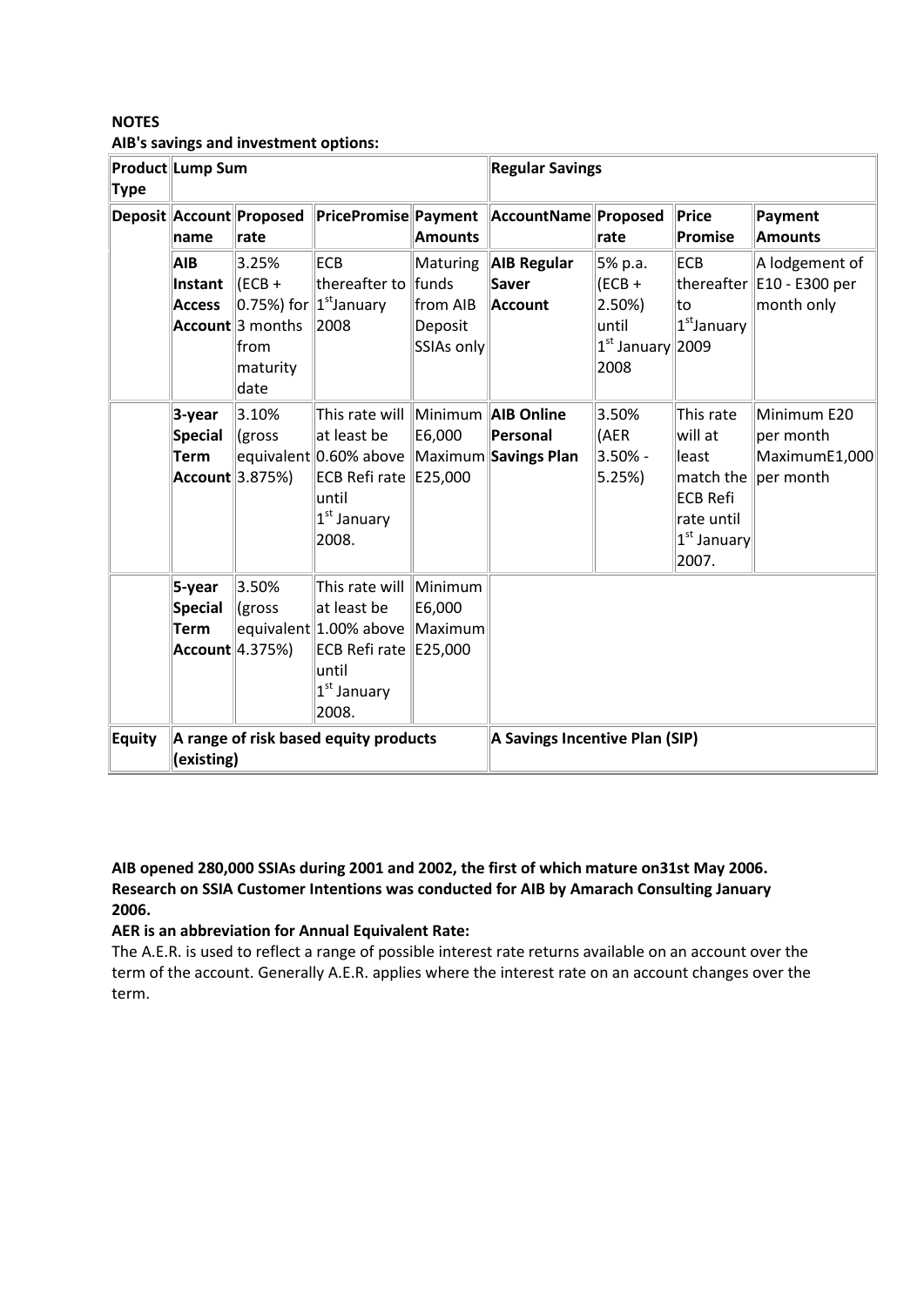**NOTES**

**AIB's savings and investment options:**

| Product Type | Lump Sum | | | | Regular Savings | | | |
|---|---|---|---|---|---|---|---|---|
| Deposit | **Account name** | **Proposed rate** | **PricePromise** | **Payment Amounts** | **AccountName** | **Proposed rate** | **Price Promise** | **Payment Amounts** |
| | **AIB Instant Access Account** | 3.25% (ECB + 0.75%) for 3 months from maturity date | ECB thereafter to 1st January 2008 | Maturing funds from AIB Deposit SSIAs only | **AIB Regular Saver Account** | 5% p.a. (ECB + 2.50%) until 1st January 2008 | ECB thereafter to 1st January 2009 | A lodgement of E10 - E300 per month only |
| | **3-year Special Term Account** | 3.10% (gross equivalent 3.875%) | This rate will at least be 0.60% above ECB Refi rate until 1st January 2008. | Minimum E6,000 Maximum E25,000 | **AIB Online Personal Savings Plan** | 3.50% (AER 3.50% - 5.25%) | This rate will at least match the ECB Refi rate until 1st January 2007. | Minimum E20 per month MaximumE1,000 per month |
| | **5-year Special Term Account** | 3.50% (gross equivalent 4.375%) | This rate will at least be 1.00% above ECB Refi rate until 1st January 2008. | Minimum E6,000 Maximum E25,000 | | | | |
| **Equity** | **A range of risk based equity products (existing)** | | | | **A Savings Incentive Plan (SIP)** | | | |

**AIB opened 280,000 SSIAs during 2001 and 2002, the first of which mature on31st May 2006. Research on SSIA Customer Intentions was conducted for AIB by Amarach Consulting January 2006.**

**AER is an abbreviation for Annual Equivalent Rate:**

The A.E.R. is used to reflect a range of possible interest rate returns available on an account over the term of the account. Generally A.E.R. applies where the interest rate on an account changes over the term.